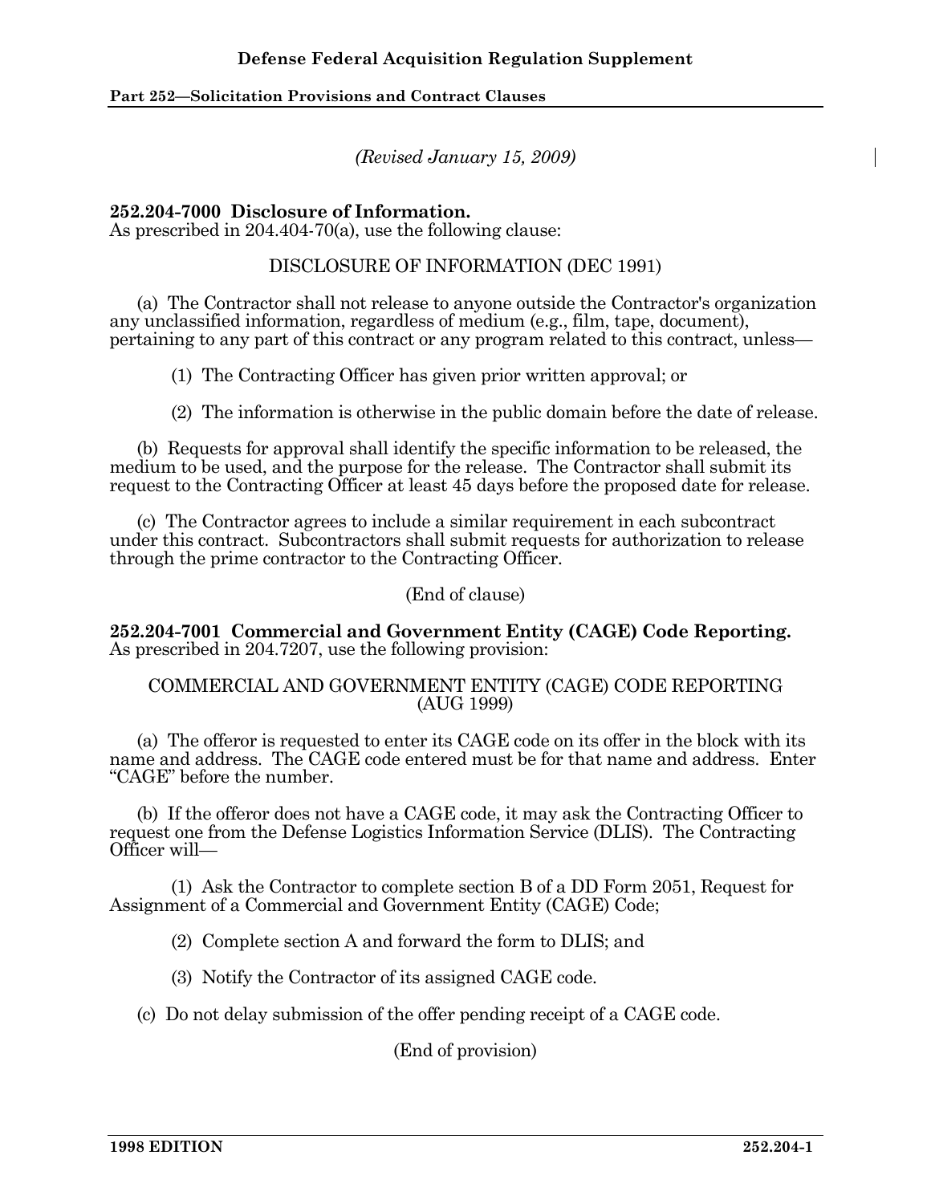*(Revised January 15, 2009)*

**252.204-7000 Disclosure of Information.**
As prescribed in 204.404-70(a), use the following clause:

DISCLOSURE OF INFORMATION (DEC 1991)

(a) The Contractor shall not release to anyone outside the Contractor's organization any unclassified information, regardless of medium (e.g., film, tape, document), pertaining to any part of this contract or any program related to this contract, unless—

(1) The Contracting Officer has given prior written approval; or

(2) The information is otherwise in the public domain before the date of release.

(b) Requests for approval shall identify the specific information to be released, the medium to be used, and the purpose for the release. The Contractor shall submit its request to the Contracting Officer at least 45 days before the proposed date for release.

(c) The Contractor agrees to include a similar requirement in each subcontract under this contract. Subcontractors shall submit requests for authorization to release through the prime contractor to the Contracting Officer.

(End of clause)

**252.204-7001 Commercial and Government Entity (CAGE) Code Reporting.**
As prescribed in 204.7207, use the following provision:

COMMERCIAL AND GOVERNMENT ENTITY (CAGE) CODE REPORTING (AUG 1999)

(a) The offeror is requested to enter its CAGE code on its offer in the block with its name and address. The CAGE code entered must be for that name and address. Enter "CAGE" before the number.

(b) If the offeror does not have a CAGE code, it may ask the Contracting Officer to request one from the Defense Logistics Information Service (DLIS). The Contracting Officer will—

(1) Ask the Contractor to complete section B of a DD Form 2051, Request for Assignment of a Commercial and Government Entity (CAGE) Code;

(2) Complete section A and forward the form to DLIS; and

(3) Notify the Contractor of its assigned CAGE code.

(c) Do not delay submission of the offer pending receipt of a CAGE code.

(End of provision)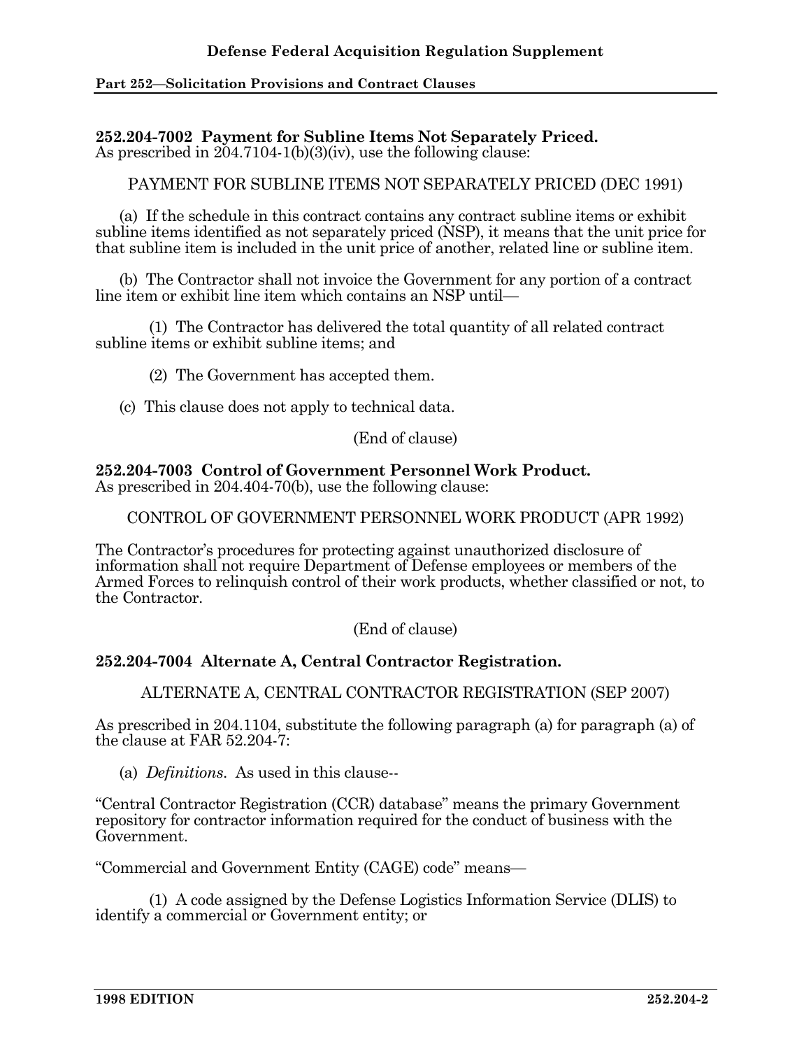**252.204-7002 Payment for Subline Items Not Separately Priced.**
As prescribed in 204.7104-1(b)(3)(iv), use the following clause:

PAYMENT FOR SUBLINE ITEMS NOT SEPARATELY PRICED (DEC 1991)

(a) If the schedule in this contract contains any contract subline items or exhibit subline items identified as not separately priced (NSP), it means that the unit price for that subline item is included in the unit price of another, related line or subline item.

(b) The Contractor shall not invoice the Government for any portion of a contract line item or exhibit line item which contains an NSP until—

(1) The Contractor has delivered the total quantity of all related contract subline items or exhibit subline items; and

(2) The Government has accepted them.

(c) This clause does not apply to technical data.

(End of clause)

**252.204-7003 Control of Government Personnel Work Product.**
As prescribed in 204.404-70(b), use the following clause:

CONTROL OF GOVERNMENT PERSONNEL WORK PRODUCT (APR 1992)

The Contractor's procedures for protecting against unauthorized disclosure of information shall not require Department of Defense employees or members of the Armed Forces to relinquish control of their work products, whether classified or not, to the Contractor.

(End of clause)

**252.204-7004 Alternate A, Central Contractor Registration.**

ALTERNATE A, CENTRAL CONTRACTOR REGISTRATION (SEP 2007)

As prescribed in 204.1104, substitute the following paragraph (a) for paragraph (a) of the clause at FAR 52.204-7:

(a) *Definitions*. As used in this clause--

"Central Contractor Registration (CCR) database" means the primary Government repository for contractor information required for the conduct of business with the Government.

"Commercial and Government Entity (CAGE) code" means—

(1) A code assigned by the Defense Logistics Information Service (DLIS) to identify a commercial or Government entity; or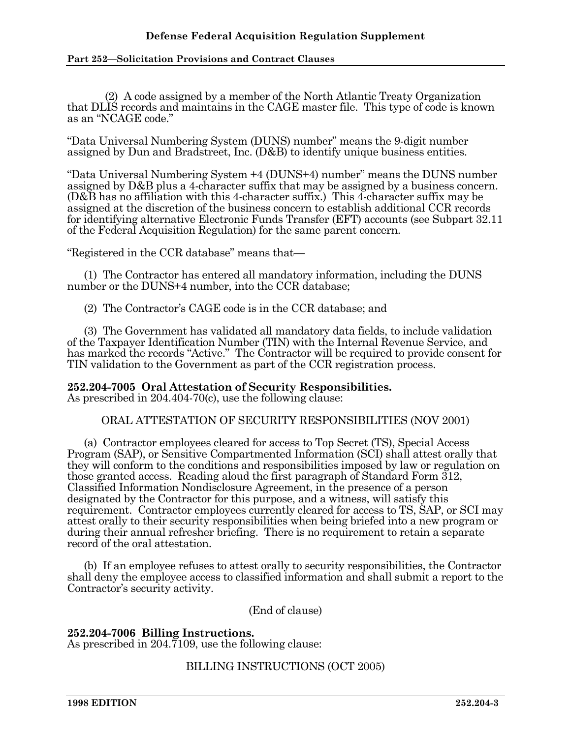(2) A code assigned by a member of the North Atlantic Treaty Organization that DLIS records and maintains in the CAGE master file. This type of code is known as an "NCAGE code."

"Data Universal Numbering System (DUNS) number" means the 9-digit number assigned by Dun and Bradstreet, Inc. (D&B) to identify unique business entities.

"Data Universal Numbering System +4 (DUNS+4) number" means the DUNS number assigned by D&B plus a 4-character suffix that may be assigned by a business concern. (D&B has no affiliation with this 4-character suffix.) This 4-character suffix may be assigned at the discretion of the business concern to establish additional CCR records for identifying alternative Electronic Funds Transfer (EFT) accounts (see Subpart 32.11 of the Federal Acquisition Regulation) for the same parent concern.

"Registered in the CCR database" means that—

(1) The Contractor has entered all mandatory information, including the DUNS number or the DUNS+4 number, into the CCR database;

(2) The Contractor's CAGE code is in the CCR database; and

(3) The Government has validated all mandatory data fields, to include validation of the Taxpayer Identification Number (TIN) with the Internal Revenue Service, and has marked the records "Active." The Contractor will be required to provide consent for TIN validation to the Government as part of the CCR registration process.

**252.204-7005 Oral Attestation of Security Responsibilities.**
As prescribed in 204.404-70(c), use the following clause:

ORAL ATTESTATION OF SECURITY RESPONSIBILITIES (NOV 2001)

(a) Contractor employees cleared for access to Top Secret (TS), Special Access Program (SAP), or Sensitive Compartmented Information (SCI) shall attest orally that they will conform to the conditions and responsibilities imposed by law or regulation on those granted access. Reading aloud the first paragraph of Standard Form 312, Classified Information Nondisclosure Agreement, in the presence of a person designated by the Contractor for this purpose, and a witness, will satisfy this requirement. Contractor employees currently cleared for access to TS, SAP, or SCI may attest orally to their security responsibilities when being briefed into a new program or during their annual refresher briefing. There is no requirement to retain a separate record of the oral attestation.

(b) If an employee refuses to attest orally to security responsibilities, the Contractor shall deny the employee access to classified information and shall submit a report to the Contractor's security activity.

(End of clause)

**252.204-7006 Billing Instructions.**
As prescribed in 204.7109, use the following clause:

BILLING INSTRUCTIONS (OCT 2005)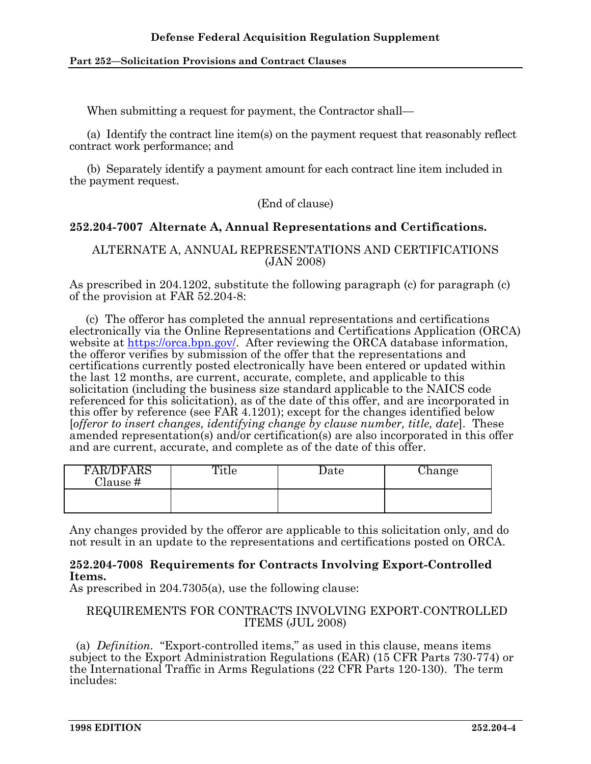When submitting a request for payment, the Contractor shall—

(a) Identify the contract line item(s) on the payment request that reasonably reflect contract work performance; and

(b) Separately identify a payment amount for each contract line item included in the payment request.

(End of clause)

### 252.204-7007 Alternate A, Annual Representations and Certifications.

ALTERNATE A, ANNUAL REPRESENTATIONS AND CERTIFICATIONS (JAN 2008)

As prescribed in 204.1202, substitute the following paragraph (c) for paragraph (c) of the provision at FAR 52.204-8:

(c) The offeror has completed the annual representations and certifications electronically via the Online Representations and Certifications Application (ORCA) website at https://orca.bpn.gov/. After reviewing the ORCA database information, the offeror verifies by submission of the offer that the representations and certifications currently posted electronically have been entered or updated within the last 12 months, are current, accurate, complete, and applicable to this solicitation (including the business size standard applicable to the NAICS code referenced for this solicitation), as of the date of this offer, and are incorporated in this offer by reference (see FAR 4.1201); except for the changes identified below [*offeror to insert changes, identifying change by clause number, title, date*]. These amended representation(s) and/or certification(s) are also incorporated in this offer and are current, accurate, and complete as of the date of this offer.

| FAR/DFARS Clause # | Title | Date | Change |
|---|---|---|---|
| | | | |

Any changes provided by the offeror are applicable to this solicitation only, and do not result in an update to the representations and certifications posted on ORCA.

### 252.204-7008 Requirements for Contracts Involving Export-Controlled Items.

As prescribed in 204.7305(a), use the following clause:

REQUIREMENTS FOR CONTRACTS INVOLVING EXPORT-CONTROLLED ITEMS (JUL 2008)

(a) *Definition.* "Export-controlled items," as used in this clause, means items subject to the Export Administration Regulations (EAR) (15 CFR Parts 730-774) or the International Traffic in Arms Regulations (22 CFR Parts 120-130). The term includes: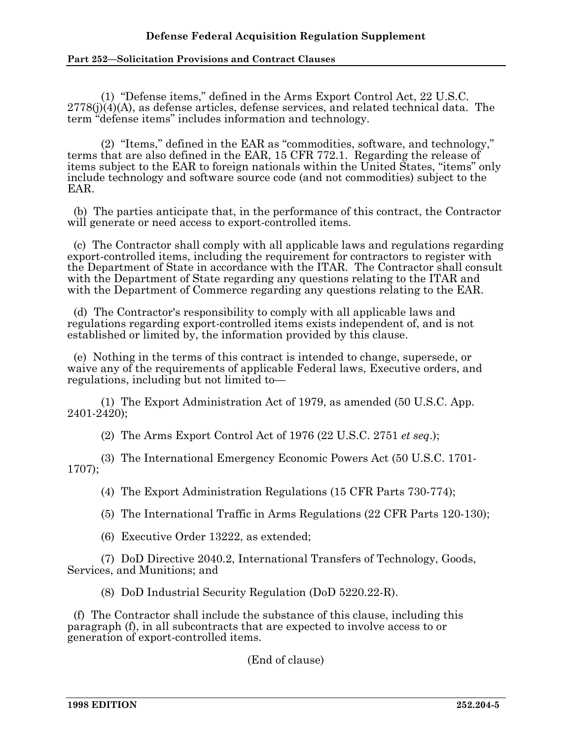(1) "Defense items," defined in the Arms Export Control Act, 22 U.S.C. 2778(j)(4)(A), as defense articles, defense services, and related technical data. The term "defense items" includes information and technology.

(2) "Items," defined in the EAR as "commodities, software, and technology," terms that are also defined in the EAR, 15 CFR 772.1. Regarding the release of items subject to the EAR to foreign nationals within the United States, "items" only include technology and software source code (and not commodities) subject to the EAR.

(b) The parties anticipate that, in the performance of this contract, the Contractor will generate or need access to export-controlled items.

(c) The Contractor shall comply with all applicable laws and regulations regarding export-controlled items, including the requirement for contractors to register with the Department of State in accordance with the ITAR. The Contractor shall consult with the Department of State regarding any questions relating to the ITAR and with the Department of Commerce regarding any questions relating to the EAR.

(d) The Contractor's responsibility to comply with all applicable laws and regulations regarding export-controlled items exists independent of, and is not established or limited by, the information provided by this clause.

(e) Nothing in the terms of this contract is intended to change, supersede, or waive any of the requirements of applicable Federal laws, Executive orders, and regulations, including but not limited to—

(1) The Export Administration Act of 1979, as amended (50 U.S.C. App. 2401-2420);

(2) The Arms Export Control Act of 1976 (22 U.S.C. 2751 *et seq*.);

(3) The International Emergency Economic Powers Act (50 U.S.C. 1701-1707);

(4) The Export Administration Regulations (15 CFR Parts 730-774);

(5) The International Traffic in Arms Regulations (22 CFR Parts 120-130);

(6) Executive Order 13222, as extended;

(7) DoD Directive 2040.2, International Transfers of Technology, Goods, Services, and Munitions; and

(8) DoD Industrial Security Regulation (DoD 5220.22-R).

(f) The Contractor shall include the substance of this clause, including this paragraph (f), in all subcontracts that are expected to involve access to or generation of export-controlled items.

(End of clause)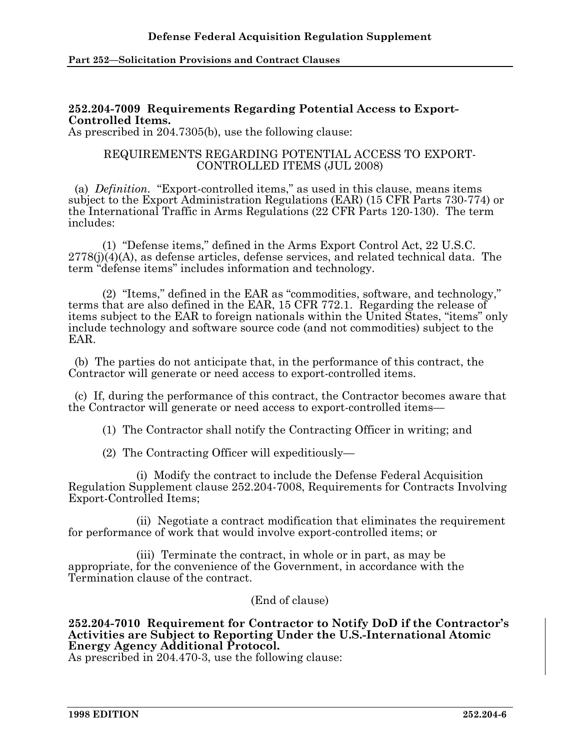**252.204-7009 Requirements Regarding Potential Access to Export-Controlled Items.**
As prescribed in 204.7305(b), use the following clause:

REQUIREMENTS REGARDING POTENTIAL ACCESS TO EXPORT-CONTROLLED ITEMS (JUL 2008)

(a) *Definition*. "Export-controlled items," as used in this clause, means items subject to the Export Administration Regulations (EAR) (15 CFR Parts 730-774) or the International Traffic in Arms Regulations (22 CFR Parts 120-130). The term includes:

(1) "Defense items," defined in the Arms Export Control Act, 22 U.S.C. 2778(j)(4)(A), as defense articles, defense services, and related technical data. The term "defense items" includes information and technology.

(2) "Items," defined in the EAR as "commodities, software, and technology," terms that are also defined in the EAR, 15 CFR 772.1. Regarding the release of items subject to the EAR to foreign nationals within the United States, "items" only include technology and software source code (and not commodities) subject to the EAR.

(b) The parties do not anticipate that, in the performance of this contract, the Contractor will generate or need access to export-controlled items.

(c) If, during the performance of this contract, the Contractor becomes aware that the Contractor will generate or need access to export-controlled items—

(1) The Contractor shall notify the Contracting Officer in writing; and

(2) The Contracting Officer will expeditiously—

(i) Modify the contract to include the Defense Federal Acquisition Regulation Supplement clause 252.204-7008, Requirements for Contracts Involving Export-Controlled Items;

(ii) Negotiate a contract modification that eliminates the requirement for performance of work that would involve export-controlled items; or

(iii) Terminate the contract, in whole or in part, as may be appropriate, for the convenience of the Government, in accordance with the Termination clause of the contract.

(End of clause)

**252.204-7010 Requirement for Contractor to Notify DoD if the Contractor's Activities are Subject to Reporting Under the U.S.-International Atomic Energy Agency Additional Protocol.**
As prescribed in 204.470-3, use the following clause: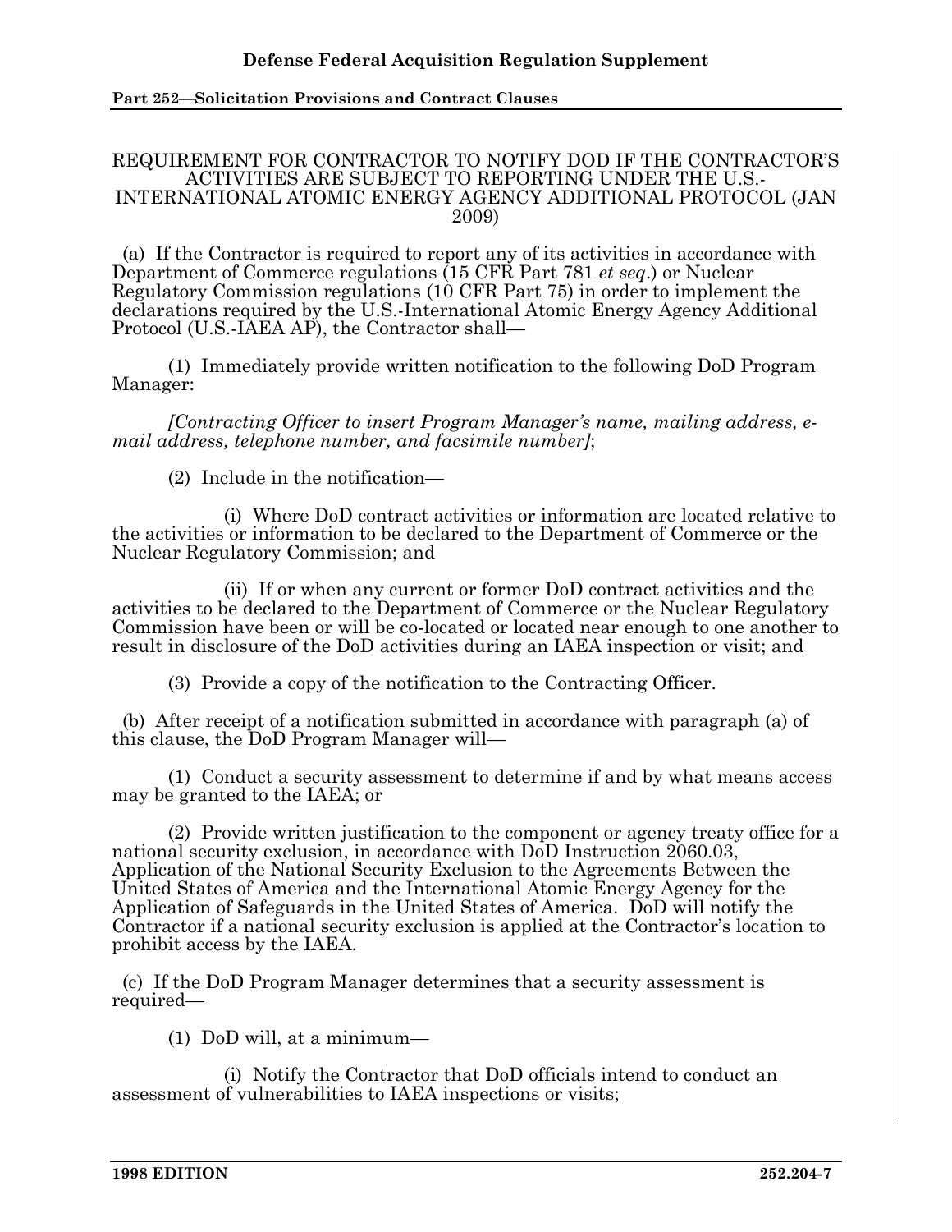REQUIREMENT FOR CONTRACTOR TO NOTIFY DOD IF THE CONTRACTOR'S ACTIVITIES ARE SUBJECT TO REPORTING UNDER THE U.S.-INTERNATIONAL ATOMIC ENERGY AGENCY ADDITIONAL PROTOCOL (JAN 2009)

(a) If the Contractor is required to report any of its activities in accordance with Department of Commerce regulations (15 CFR Part 781 *et seq*.) or Nuclear Regulatory Commission regulations (10 CFR Part 75) in order to implement the declarations required by the U.S.-International Atomic Energy Agency Additional Protocol (U.S.-IAEA AP), the Contractor shall—

(1) Immediately provide written notification to the following DoD Program Manager:

*[Contracting Officer to insert Program Manager's name, mailing address, e-mail address, telephone number, and facsimile number]*;

(2) Include in the notification—

(i) Where DoD contract activities or information are located relative to the activities or information to be declared to the Department of Commerce or the Nuclear Regulatory Commission; and

(ii) If or when any current or former DoD contract activities and the activities to be declared to the Department of Commerce or the Nuclear Regulatory Commission have been or will be co-located or located near enough to one another to result in disclosure of the DoD activities during an IAEA inspection or visit; and

(3) Provide a copy of the notification to the Contracting Officer.

(b) After receipt of a notification submitted in accordance with paragraph (a) of this clause, the DoD Program Manager will—

(1) Conduct a security assessment to determine if and by what means access may be granted to the IAEA; or

(2) Provide written justification to the component or agency treaty office for a national security exclusion, in accordance with DoD Instruction 2060.03, Application of the National Security Exclusion to the Agreements Between the United States of America and the International Atomic Energy Agency for the Application of Safeguards in the United States of America. DoD will notify the Contractor if a national security exclusion is applied at the Contractor's location to prohibit access by the IAEA.

(c) If the DoD Program Manager determines that a security assessment is required—

(1) DoD will, at a minimum—

(i) Notify the Contractor that DoD officials intend to conduct an assessment of vulnerabilities to IAEA inspections or visits;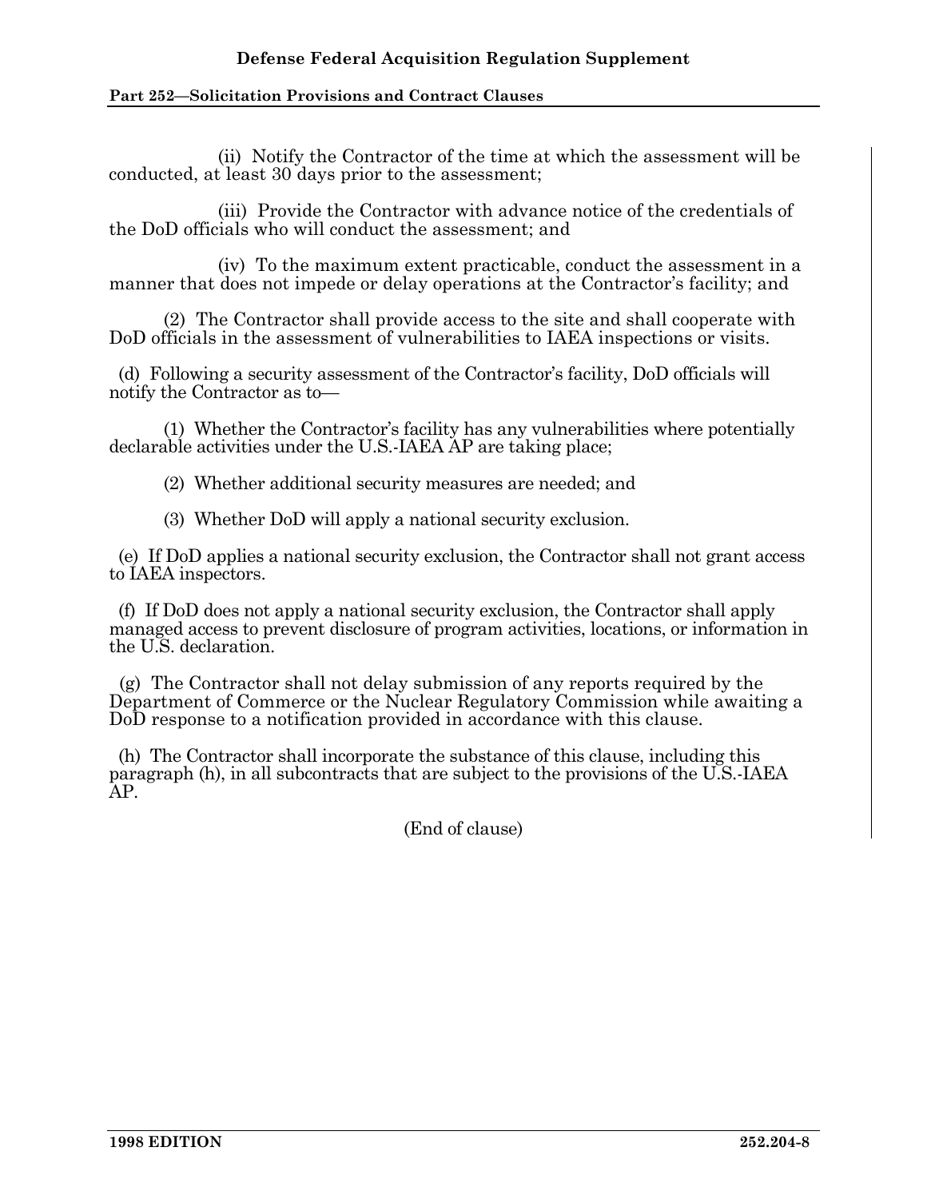(ii) Notify the Contractor of the time at which the assessment will be conducted, at least 30 days prior to the assessment;

(iii) Provide the Contractor with advance notice of the credentials of the DoD officials who will conduct the assessment; and

(iv) To the maximum extent practicable, conduct the assessment in a manner that does not impede or delay operations at the Contractor's facility; and

(2) The Contractor shall provide access to the site and shall cooperate with DoD officials in the assessment of vulnerabilities to IAEA inspections or visits.

(d) Following a security assessment of the Contractor's facility, DoD officials will notify the Contractor as to—

(1) Whether the Contractor's facility has any vulnerabilities where potentially declarable activities under the U.S.-IAEA AP are taking place;

(2) Whether additional security measures are needed; and

(3) Whether DoD will apply a national security exclusion.

(e) If DoD applies a national security exclusion, the Contractor shall not grant access to IAEA inspectors.

(f) If DoD does not apply a national security exclusion, the Contractor shall apply managed access to prevent disclosure of program activities, locations, or information in the U.S. declaration.

(g) The Contractor shall not delay submission of any reports required by the Department of Commerce or the Nuclear Regulatory Commission while awaiting a DoD response to a notification provided in accordance with this clause.

(h) The Contractor shall incorporate the substance of this clause, including this paragraph (h), in all subcontracts that are subject to the provisions of the U.S.-IAEA AP.

(End of clause)